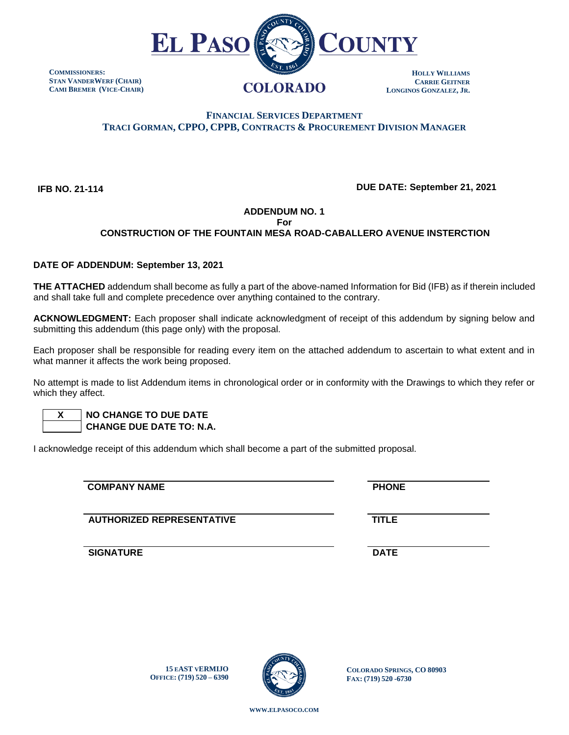# EL PASO COUNTY
## COLORADO

**COMMISSIONERS:**
**STAN VANDERWERF (CHAIR)**
**CAMI BREMER (VICE-CHAIR)**

**HOLLY WILLIAMS**
**CARRIE GEITNER**
**LONGINOS GONZALEZ, JR.**

**FINANCIAL SERVICES DEPARTMENT**
**TRACI GORMAN, CPPO, CPPB, CONTRACTS & PROCUREMENT DIVISION MANAGER**

**IFB NO. 21-114** | **DUE DATE: September 21, 2021**

**ADDENDUM NO. 1**
**For**
**CONSTRUCTION OF THE FOUNTAIN MESA ROAD-CABALLERO AVENUE INSTERCTION**

**DATE OF ADDENDUM: September 13, 2021**

**THE ATTACHED** addendum shall become as fully a part of the above-named Information for Bid (IFB) as if therein included and shall take full and complete precedence over anything contained to the contrary.

**ACKNOWLEDGMENT:** Each proposer shall indicate acknowledgment of receipt of this addendum by signing below and submitting this addendum (this page only) with the proposal.

Each proposer shall be responsible for reading every item on the attached addendum to ascertain to what extent and in what manner it affects the work being proposed.

No attempt is made to list Addendum items in chronological order or in conformity with the Drawings to which they refer or which they affect.

| X | **NO CHANGE TO DUE DATE** |
|---|---|
| | **CHANGE DUE DATE TO: N.A.** |

I acknowledge receipt of this addendum which shall become a part of the submitted proposal.

**COMPANY NAME** ______________________ **PHONE** ______________________

**AUTHORIZED REPRESENTATIVE** ______________________ **TITLE** ______________________

**SIGNATURE** ______________________ **DATE** ______________________

**15 EAST VERMIJO**
**OFFICE: (719) 520 – 6390**

**COLORADO SPRINGS, CO 80903**
**FAX: (719) 520 -6730**

**WWW.ELPASOCO.COM**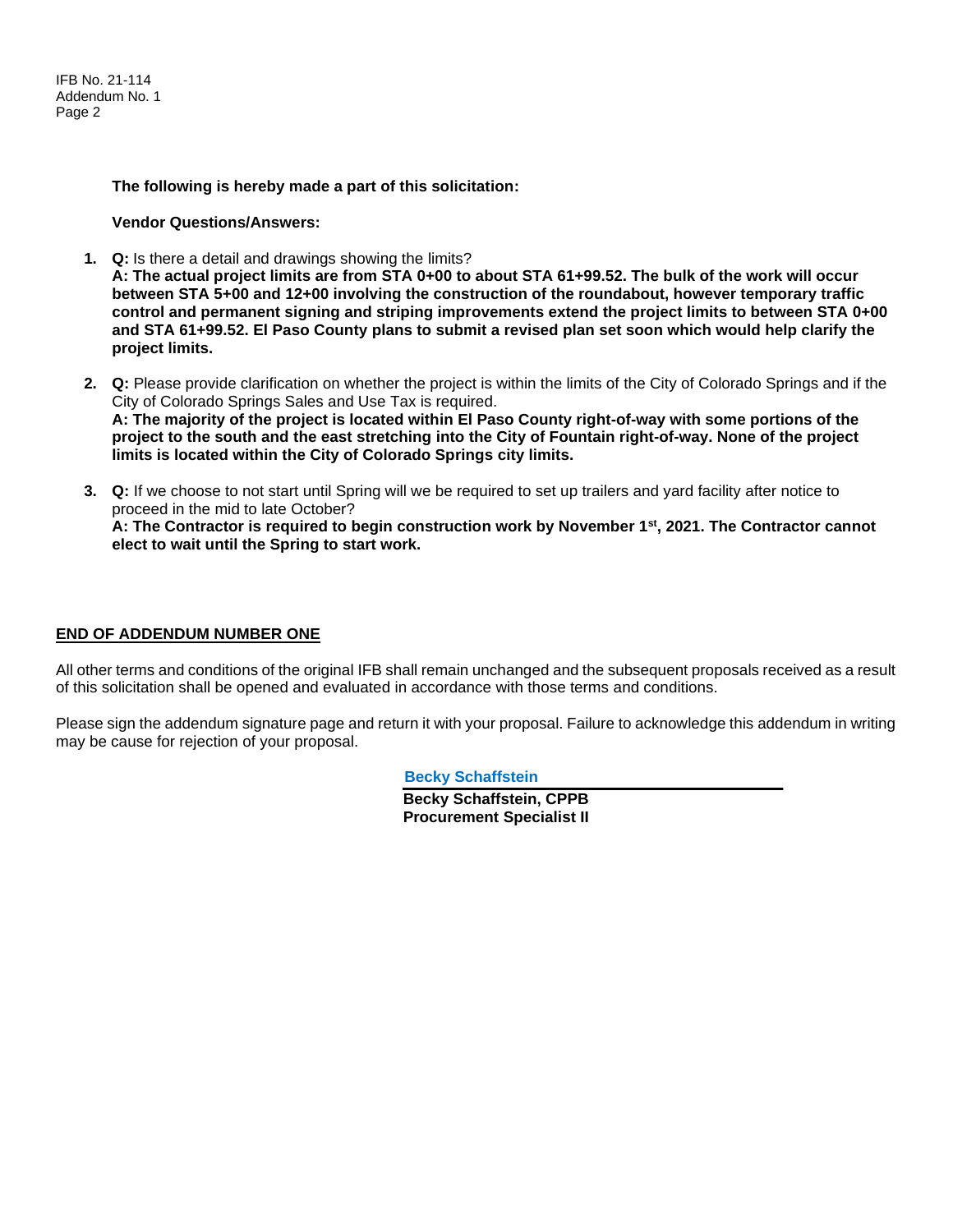**The following is hereby made a part of this solicitation:**

**Vendor Questions/Answers:**

1. **Q:** Is there a detail and drawings showing the limits?
   **A: The actual project limits are from STA 0+00 to about STA 61+99.52. The bulk of the work will occur between STA 5+00 and 12+00 involving the construction of the roundabout, however temporary traffic control and permanent signing and striping improvements extend the project limits to between STA 0+00 and STA 61+99.52. El Paso County plans to submit a revised plan set soon which would help clarify the project limits.**

2. **Q:** Please provide clarification on whether the project is within the limits of the City of Colorado Springs and if the City of Colorado Springs Sales and Use Tax is required.
   **A: The majority of the project is located within El Paso County right-of-way with some portions of the project to the south and the east stretching into the City of Fountain right-of-way. None of the project limits is located within the City of Colorado Springs city limits.**

3. **Q:** If we choose to not start until Spring will we be required to set up trailers and yard facility after notice to proceed in the mid to late October?
   **A: The Contractor is required to begin construction work by November 1st, 2021. The Contractor cannot elect to wait until the Spring to start work.**

**END OF ADDENDUM NUMBER ONE**

All other terms and conditions of the original IFB shall remain unchanged and the subsequent proposals received as a result of this solicitation shall be opened and evaluated in accordance with those terms and conditions.

Please sign the addendum signature page and return it with your proposal. Failure to acknowledge this addendum in writing may be cause for rejection of your proposal.

Becky Schaffstein

**Becky Schaffstein, CPPB**
**Procurement Specialist II**